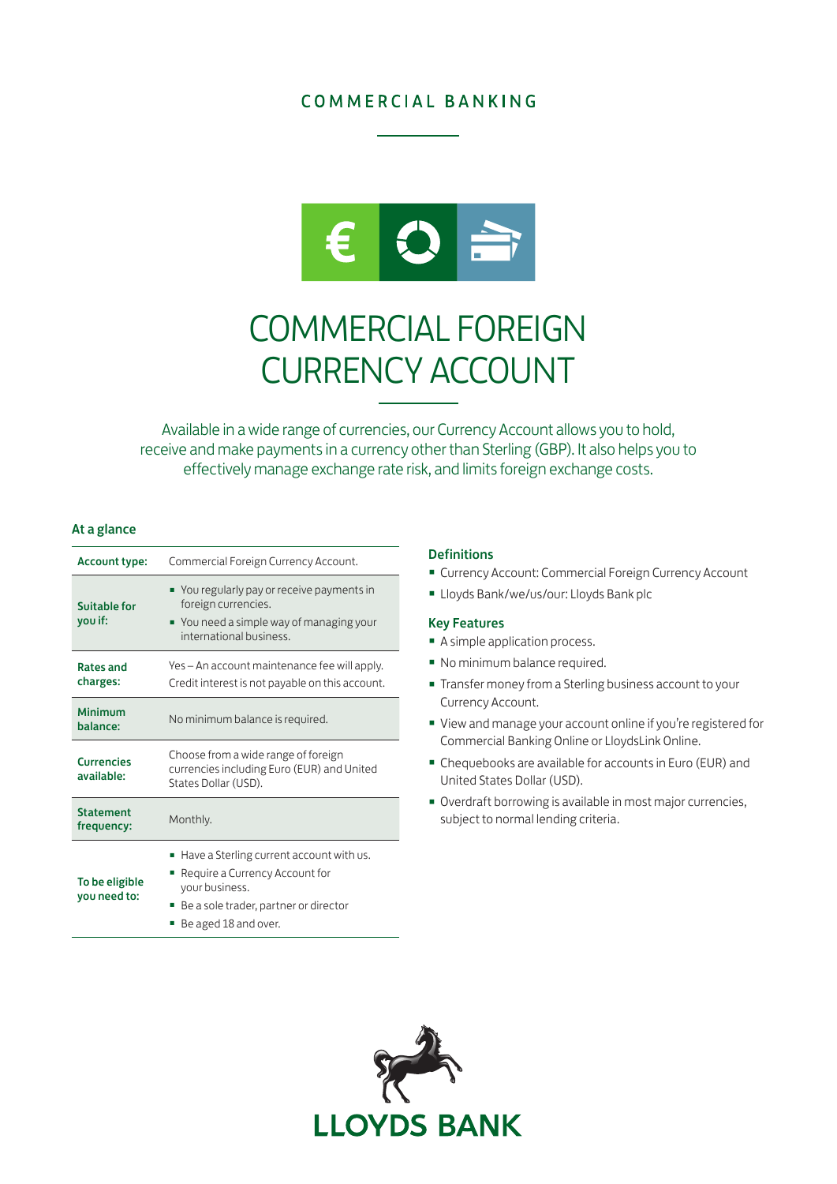COMMERCIAL BANKING

# COMMERCIAL FOREIGN CURRENCY ACCOUNT

Available in a wide range of currencies, our Currency Account allows you to hold, receive and make payments in a currency other than Sterling (GBP). It also helps you to effectively manage exchange rate risk, and limits foreign exchange costs.

## At a glance

| | |
|---|---|
| **Account type:** | Commercial Foreign Currency Account. |
| **Suitable for you if:** | ▪ You regularly pay or receive payments in foreign currencies.<br>▪ You need a simple way of managing your international business. |
| **Rates and charges:** | Yes – An account maintenance fee will apply.<br>Credit interest is not payable on this account. |
| **Minimum balance:** | No minimum balance is required. |
| **Currencies available:** | Choose from a wide range of foreign currencies including Euro (EUR) and United States Dollar (USD). |
| **Statement frequency:** | Monthly. |
| **To be eligible you need to:** | ▪ Have a Sterling current account with us.<br>▪ Require a Currency Account for your business.<br>▪ Be a sole trader, partner or director<br>▪ Be aged 18 and over. |

## Definitions

- Currency Account: Commercial Foreign Currency Account
- Lloyds Bank/we/us/our: Lloyds Bank plc

## Key Features

- A simple application process.
- No minimum balance required.
- Transfer money from a Sterling business account to your Currency Account.
- View and manage your account online if you're registered for Commercial Banking Online or LloydsLink Online.
- Chequebooks are available for accounts in Euro (EUR) and United States Dollar (USD).
- Overdraft borrowing is available in most major currencies, subject to normal lending criteria.

LLOYDS BANK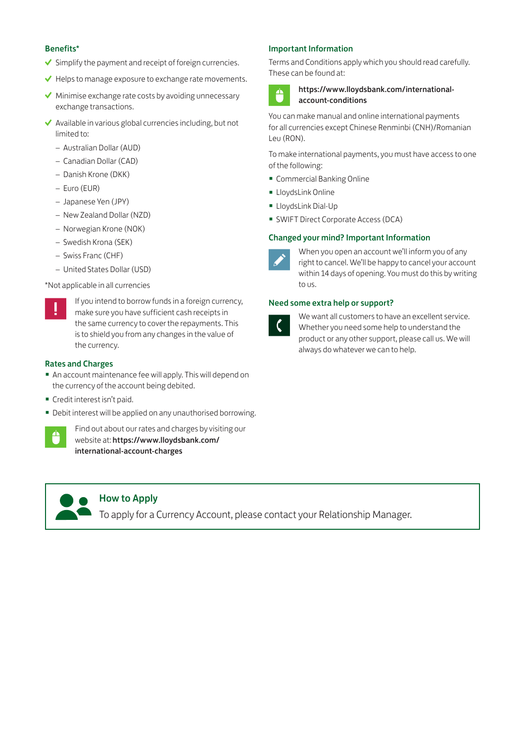## Benefits*

- Simplify the payment and receipt of foreign currencies.
- Helps to manage exposure to exchange rate movements.
- Minimise exchange rate costs by avoiding unnecessary exchange transactions.
- Available in various global currencies including, but not limited to:
  - Australian Dollar (AUD)
  - Canadian Dollar (CAD)
  - Danish Krone (DKK)
  - Euro (EUR)
  - Japanese Yen (JPY)
  - New Zealand Dollar (NZD)
  - Norwegian Krone (NOK)
  - Swedish Krona (SEK)
  - Swiss Franc (CHF)
  - United States Dollar (USD)

*Not applicable in all currencies

If you intend to borrow funds in a foreign currency, make sure you have sufficient cash receipts in the same currency to cover the repayments. This is to shield you from any changes in the value of the currency.

## Rates and Charges

- An account maintenance fee will apply. This will depend on the currency of the account being debited.
- Credit interest isn't paid.
- Debit interest will be applied on any unauthorised borrowing.

Find out about our rates and charges by visiting our website at: **https://www.lloydsbank.com/international-account-charges**

## Important Information

Terms and Conditions apply which you should read carefully. These can be found at:

**https://www.lloydsbank.com/international-account-conditions**

You can make manual and online international payments for all currencies except Chinese Renminbi (CNH)/Romanian Leu (RON).

To make international payments, you must have access to one of the following:

- Commercial Banking Online
- LloydsLink Online
- LloydsLink Dial-Up
- SWIFT Direct Corporate Access (DCA)

## Changed your mind? Important Information

When you open an account we'll inform you of any right to cancel. We'll be happy to cancel your account within 14 days of opening. You must do this by writing to us.

## Need some extra help or support?

We want all customers to have an excellent service. Whether you need some help to understand the product or any other support, please call us. We will always do whatever we can to help.

## How to Apply

To apply for a Currency Account, please contact your Relationship Manager.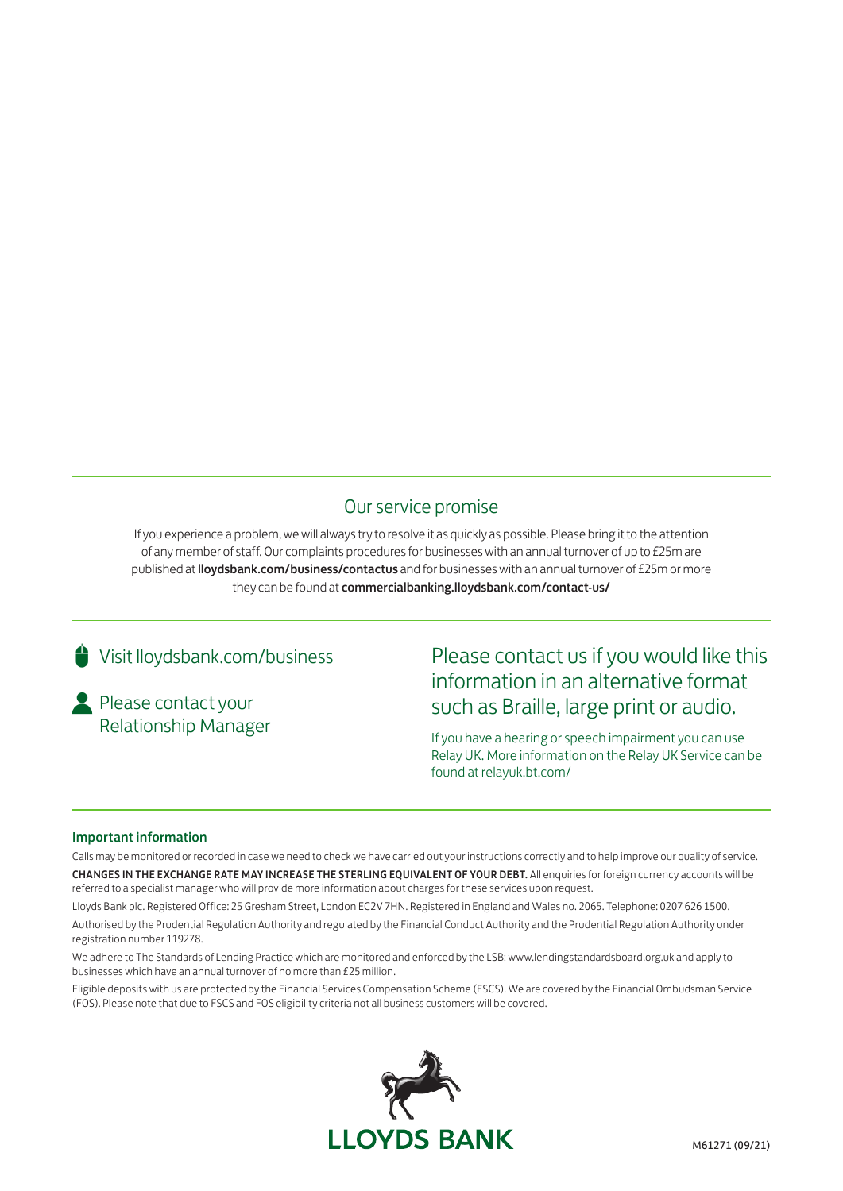## Our service promise

If you experience a problem, we will always try to resolve it as quickly as possible. Please bring it to the attention of any member of staff. Our complaints procedures for businesses with an annual turnover of up to £25m are published at **lloydsbank.com/business/contactus** and for businesses with an annual turnover of £25m or more they can be found at **commercialbanking.lloydsbank.com/contact-us/**

Visit lloydsbank.com/business

Please contact your Relationship Manager

Please contact us if you would like this information in an alternative format such as Braille, large print or audio.

If you have a hearing or speech impairment you can use Relay UK. More information on the Relay UK Service can be found at relayuk.bt.com/

### Important information

Calls may be monitored or recorded in case we need to check we have carried out your instructions correctly and to help improve our quality of service.

**CHANGES IN THE EXCHANGE RATE MAY INCREASE THE STERLING EQUIVALENT OF YOUR DEBT.** All enquiries for foreign currency accounts will be referred to a specialist manager who will provide more information about charges for these services upon request.

Lloyds Bank plc. Registered Office: 25 Gresham Street, London EC2V 7HN. Registered in England and Wales no. 2065. Telephone: 0207 626 1500.

Authorised by the Prudential Regulation Authority and regulated by the Financial Conduct Authority and the Prudential Regulation Authority under registration number 119278.

We adhere to The Standards of Lending Practice which are monitored and enforced by the LSB: www.lendingstandardsboard.org.uk and apply to businesses which have an annual turnover of no more than £25 million.

Eligible deposits with us are protected by the Financial Services Compensation Scheme (FSCS). We are covered by the Financial Ombudsman Service (FOS). Please note that due to FSCS and FOS eligibility criteria not all business customers will be covered.

LLOYDS BANK

M61271 (09/21)